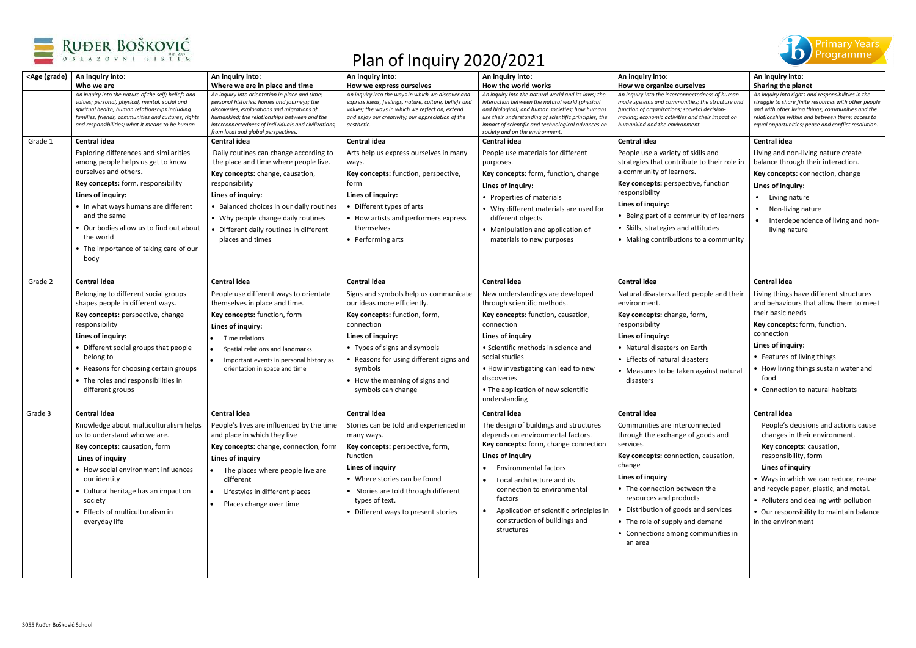# Plan of Inquiry 2020/2021

| <Age (grade) | An inquiry into: **Who we are** | An inquiry into: **Where we are in place and time** | An inquiry into: **How we express ourselves** | An inquiry into: **How the world works** | An inquiry into: **How we organize ourselves** | An inquiry into: **Sharing the planet** |
|---|---|---|---|---|---|---|
| | *An inquiry into the nature of the self; beliefs and values; personal, physical, mental, social and spiritual health; human relationships including families, friends, communities and cultures; rights and responsibilities; what it means to be human.* | *An inquiry into orientation in place and time; personal histories; homes and journeys; the discoveries, explorations and migrations of humankind; the relationships between and the interconnectedness of individuals and civilizations, from local and global perspectives.* | *An inquiry into the ways in which we discover and express ideas, feelings, nature, culture, beliefs and values; the ways in which we reflect on, extend and enjoy our creativity; our appreciation of the aesthetic.* | *An inquiry into the natural world and its laws; the interaction between the natural world (physical and biological) and human societies; how humans use their understanding of scientific principles; the impact of scientific and technological advances on society and on the environment.* | *An inquiry into the interconnectedness of human-made systems and communities; the structure and function of organizations; societal decision-making; economic activities and their impact on humankind and the environment.* | *An inquiry into rights and responsibilities in the struggle to share finite resources with other people and with other living things; communities and the relationships within and between them; access to equal opportunities; peace and conflict resolution.* |
| Grade 1 | **Central idea**<br>Exploring differences and similarities among people helps us get to know ourselves and others.<br>**Key concepts:** form, responsibility<br>**Lines of inquiry:**<br>• In what ways humans are different and the same<br>• Our bodies allow us to find out about the world<br>• The importance of taking care of our body | **Central idea**<br>Daily routines can change according to the place and time where people live.<br>**Key concepts:** change, causation, responsibility<br>**Lines of inquiry:**<br>• Balanced choices in our daily routines<br>• Why people change daily routines<br>• Different daily routines in different places and times | **Central idea**<br>Arts help us express ourselves in many ways.<br>**Key concepts:** function, perspective, form<br>**Lines of inquiry:**<br>• Different types of arts<br>• How artists and performers express themselves<br>• Performing arts | **Central idea**<br>People use materials for different purposes.<br>**Key concepts:** form, function, change<br>**Lines of inquiry:**<br>• Properties of materials<br>• Why different materials are used for different objects<br>• Manipulation and application of materials to new purposes | **Central idea**<br>People use a variety of skills and strategies that contribute to their role in a community of learners.<br>**Key concepts:** perspective, function responsibility<br>**Lines of inquiry:**<br>• Being part of a community of learners<br>• Skills, strategies and attitudes<br>• Making contributions to a community | **Central idea**<br>Living and non-living nature create balance through their interaction.<br>**Key concepts:** connection, change<br>**Lines of inquiry:**<br>• Living nature<br>• Non-living nature<br>• Interdependence of living and non-living nature |
| Grade 2 | **Central idea**<br>Belonging to different social groups shapes people in different ways.<br>**Key concepts:** perspective, change responsibility<br>**Lines of inquiry:**<br>• Different social groups that people belong to<br>• Reasons for choosing certain groups<br>• The roles and responsibilities in different groups | **Central idea**<br>People use different ways to orientate themselves in place and time.<br>**Key concepts:** function, form<br>**Lines of inquiry:**<br>• Time relations<br>• Spatial relations and landmarks<br>• Important events in personal history as orientation in space and time | **Central idea**<br>Signs and symbols help us communicate our ideas more efficiently.<br>**Key concepts:** function, form, connection<br>**Lines of inquiry:**<br>• Types of signs and symbols<br>• Reasons for using different signs and symbols<br>• How the meaning of signs and symbols can change | **Central idea**<br>New understandings are developed through scientific methods.<br>**Key concepts**: function, causation, connection<br>**Lines of inquiry**<br>• Scientific methods in science and social studies<br>• How investigating can lead to new discoveries<br>• The application of new scientific understanding | **Central idea**<br>Natural disasters affect people and their environment.<br>**Key concepts:** change, form, responsibility<br>**Lines of inquiry:**<br>• Natural disasters on Earth<br>• Effects of natural disasters<br>• Measures to be taken against natural disasters | **Central idea**<br>Living things have different structures and behaviours that allow them to meet their basic needs<br>**Key concepts:** form, function, connection<br>**Lines of inquiry:**<br>• Features of living things<br>• How living things sustain water and food<br>• Connection to natural habitats |
| Grade 3 | **Central idea**<br>Knowledge about multiculturalism helps us to understand who we are.<br>**Key concepts:** causation, form<br>**Lines of inquiry**<br>• How social environment influences our identity<br>• Cultural heritage has an impact on society<br>• Effects of multiculturalism in everyday life | **Central idea**<br>People's lives are influenced by the time and place in which they live<br>**Key concepts:** change, connection, form<br>**Lines of inquiry**<br>• The places where people live are different<br>• Lifestyles in different places<br>• Places change over time | **Central idea**<br>Stories can be told and experienced in many ways.<br>**Key concepts:** perspective, form, function<br>**Lines of inquiry**<br>• Where stories can be found<br>• Stories are told through different types of text.<br>• Different ways to present stories | **Central idea**<br>The design of buildings and structures depends on environmental factors.<br>**Key concepts:** form, change connection<br>**Lines of inquiry**<br>• Environmental factors<br>• Local architecture and its connection to environmental factors<br>• Application of scientific principles in construction of buildings and structures | **Central idea**<br>Communities are interconnected through the exchange of goods and services.<br>**Key concepts:** connection, causation, change<br>**Lines of inquiry**<br>• The connection between the resources and products<br>• Distribution of goods and services<br>• The role of supply and demand<br>• Connections among communities in an area | **Central idea**<br>People's decisions and actions cause changes in their environment.<br>**Key concepts:** causation, responsibility, form<br>**Lines of inquiry**<br>• Ways in which we can reduce, re-use and recycle paper, plastic, and metal.<br>• Polluters and dealing with pollution<br>• Our responsibility to maintain balance in the environment |

3055 Ruđer Bošković School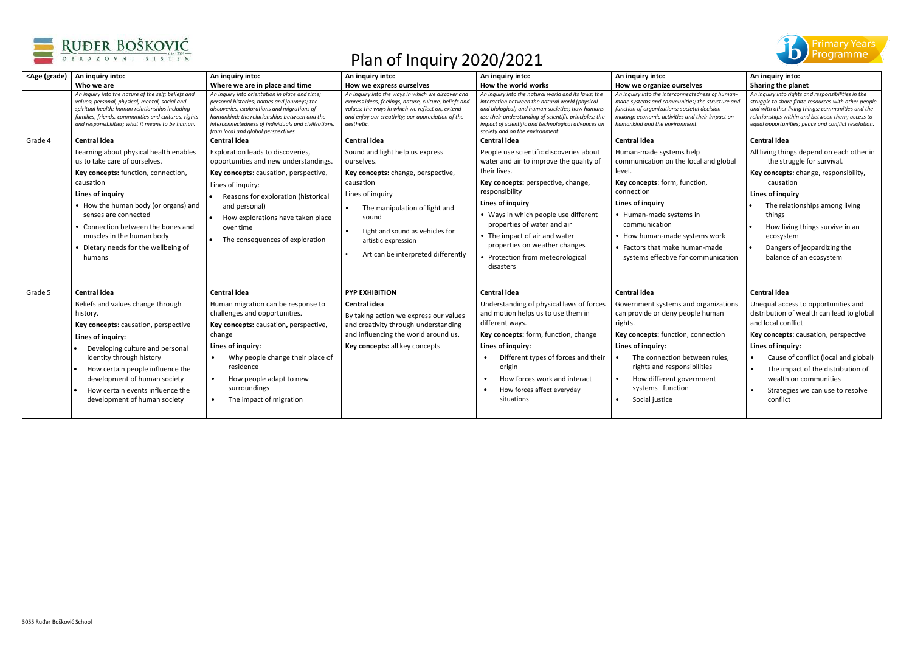# Plan of Inquiry 2020/2021

| <Age (grade) | An inquiry into: **Who we are** | An inquiry into: **Where we are in place and time** | An inquiry into: **How we express ourselves** | An inquiry into: **How the world works** | An inquiry into: **How we organize ourselves** | An inquiry into: **Sharing the planet** |
|---|---|---|---|---|---|---|
| | *An inquiry into the nature of the self; beliefs and values; personal, physical, mental, social and spiritual health; human relationships including families, friends, communities and cultures; rights and responsibilities; what it means to be human.* | *An inquiry into orientation in place and time; personal histories; homes and journeys; the discoveries, explorations and migrations of humankind; the relationships between and the interconnectedness of individuals and civilizations, from local and global perspectives.* | *An inquiry into the ways in which we discover and express ideas, feelings, nature, culture, beliefs and values; the ways in which we reflect on, extend and enjoy our creativity; our appreciation of the aesthetic.* | *An inquiry into the natural world and its laws; the interaction between the natural world (physical and biological) and human societies; how humans use their understanding of scientific principles; the impact of scientific and technological advances on society and on the environment.* | *An inquiry into the interconnectedness of human-made systems and communities; the structure and function of organizations; societal decision-making; economic activities and their impact on humankind and the environment.* | *An inquiry into rights and responsibilities in the struggle to share finite resources with other people and with other living things; communities and the relationships within and between them; access to equal opportunities; peace and conflict resolution.* |
| Grade 4 | **Central idea**<br>Learning about physical health enables us to take care of ourselves.<br>**Key concepts:** function, connection, causation<br>**Lines of inquiry**<br>• How the human body (or organs) and senses are connected<br>• Connection between the bones and muscles in the human body<br>• Dietary needs for the wellbeing of humans | **Central idea**<br>Exploration leads to discoveries, opportunities and new understandings.<br>**Key concepts**: causation, perspective, change<br>Lines of inquiry:<br>• Reasons for exploration (historical and personal)<br>• How explorations have taken place over time<br>• The consequences of exploration | **Central idea**<br>Sound and light help us express ourselves.<br>**Key concepts:** change, perspective, causation<br>Lines of inquiry<br>• The manipulation of light and sound<br>• Light and sound as vehicles for artistic expression<br>• Art can be interpreted differently | **Central idea**<br>People use scientific discoveries about water and air to improve the quality of their lives.<br>**Key concepts:** perspective, change, responsibility<br>**Lines of inquiry**<br>• Ways in which people use different properties of water and air<br>• The impact of air and water properties on weather changes<br>• Protection from meteorological disasters | **Central idea**<br>Human-made systems help communication on the local and global level.<br>**Key concepts**: form, function, connection<br>**Lines of inquiry**<br>• Human-made systems in communication<br>• How human-made systems work<br>• Factors that make human-made systems effective for communication | **Central idea**<br>All living things depend on each other in the struggle for survival.<br>**Key concepts:** change, responsibility, causation<br>**Lines of inquiry**<br>• The relationships among living things<br>• How living things survive in an ecosystem<br>• Dangers of jeopardizing the balance of an ecosystem |
| Grade 5 | **Central idea**<br>Beliefs and values change through history.<br>**Key concepts**: causation, perspective<br>**Lines of inquiry:**<br>• Developing culture and personal identity through history<br>• How certain people influence the development of human society<br>• How certain events influence the development of human society | **Central idea**<br>Human migration can be response to challenges and opportunities.<br>**Key concepts:** causation**,** perspective, change<br>**Lines of inquiry:**<br>• Why people change their place of residence<br>• How people adapt to new surroundings<br>• The impact of migration | **PYP EXHIBITION**<br>**Central idea**<br>By taking action we express our values and creativity through understanding and influencing the world around us.<br>**Key concepts:** all key concepts | **Central idea**<br>Understanding of physical laws of forces and motion helps us to use them in different ways.<br>**Key concepts:** form, function, change<br>**Lines of inquiry:**<br>• Different types of forces and their origin<br>• How forces work and interact<br>• How forces affect everyday situations | **Central idea**<br>Government systems and organizations can provide or deny people human rights.<br>**Key concepts:** function, connection<br>**Lines of inquiry:**<br>• The connection between rules, rights and responsibilities<br>• How different government systems function<br>• Social justice | **Central idea**<br>Unequal access to opportunities and distribution of wealth can lead to global and local conflict<br>**Key concepts:** causation, perspective<br>**Lines of inquiry:**<br>• Cause of conflict (local and global)<br>• The impact of the distribution of wealth on communities<br>• Strategies we can use to resolve conflict |

3055 Ruđer Bošković School